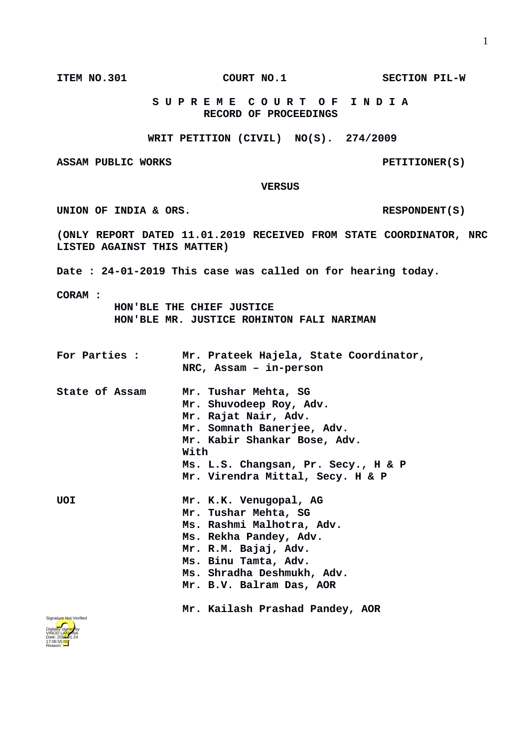**ITEM NO.301 COURT NO.1 SECTION PIL-W**

**S U P R E M E C O U R T O F I N D I A**
**RECORD OF PROCEEDINGS**

**WRIT PETITION (CIVIL) NO(S). 274/2009**

**ASSAM PUBLIC WORKS PETITIONER(S)**

**VERSUS**

**UNION OF INDIA & ORS. RESPONDENT(S)**

**(ONLY REPORT DATED 11.01.2019 RECEIVED FROM STATE COORDINATOR, NRC LISTED AGAINST THIS MATTER)**

**Date : 24-01-2019 This case was called on for hearing today.**

**CORAM :**
**HON'BLE THE CHIEF JUSTICE**
**HON'BLE MR. JUSTICE ROHINTON FALI NARIMAN**

**For Parties :** **Mr. Prateek Hajela, State Coordinator, NRC, Assam – in-person**

**State of Assam** **Mr. Tushar Mehta, SG**
**Mr. Shuvodeep Roy, Adv.**
**Mr. Rajat Nair, Adv.**
**Mr. Somnath Banerjee, Adv.**
**Mr. Kabir Shankar Bose, Adv.**
**With**
**Ms. L.S. Changsan, Pr. Secy., H & P**
**Mr. Virendra Mittal, Secy. H & P**

**UOI** **Mr. K.K. Venugopal, AG**
**Mr. Tushar Mehta, SG**
**Ms. Rashmi Malhotra, Adv.**
**Ms. Rekha Pandey, Adv.**
**Mr. R.M. Bajaj, Adv.**
**Ms. Binu Tamta, Adv.**
**Ms. Shradha Deshmukh, Adv.**
**Mr. B.V. Balram Das, AOR**

**Mr. Kailash Prashad Pandey, AOR**

Signature Not Verified
Digitally signed by VINOD LAKHINA
Date: 2019.01.24 17:06:55 IST
Reason: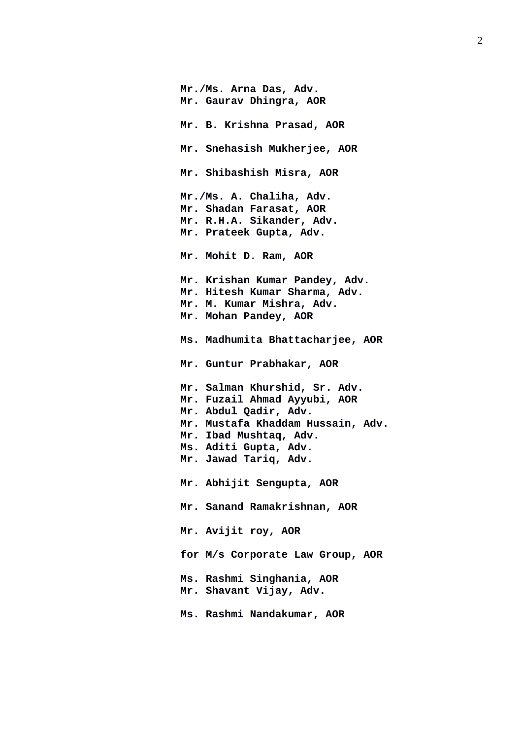**Mr./Ms. Arna Das, Adv.**
**Mr. Gaurav Dhingra, AOR**

**Mr. B. Krishna Prasad, AOR**

**Mr. Snehasish Mukherjee, AOR**

**Mr. Shibashish Misra, AOR**

**Mr./Ms. A. Chaliha, Adv.**
**Mr. Shadan Farasat, AOR**
**Mr. R.H.A. Sikander, Adv.**
**Mr. Prateek Gupta, Adv.**

**Mr. Mohit D. Ram, AOR**

**Mr. Krishan Kumar Pandey, Adv.**
**Mr. Hitesh Kumar Sharma, Adv.**
**Mr. M. Kumar Mishra, Adv.**
**Mr. Mohan Pandey, AOR**

**Ms. Madhumita Bhattacharjee, AOR**

**Mr. Guntur Prabhakar, AOR**

**Mr. Salman Khurshid, Sr. Adv.**
**Mr. Fuzail Ahmad Ayyubi, AOR**
**Mr. Abdul Qadir, Adv.**
**Mr. Mustafa Khaddam Hussain, Adv.**
**Mr. Ibad Mushtaq, Adv.**
**Ms. Aditi Gupta, Adv.**
**Mr. Jawad Tariq, Adv.**

**Mr. Abhijit Sengupta, AOR**

**Mr. Sanand Ramakrishnan, AOR**

**Mr. Avijit roy, AOR**

**for M/s Corporate Law Group, AOR**

**Ms. Rashmi Singhania, AOR**
**Mr. Shavant Vijay, Adv.**

**Ms. Rashmi Nandakumar, AOR**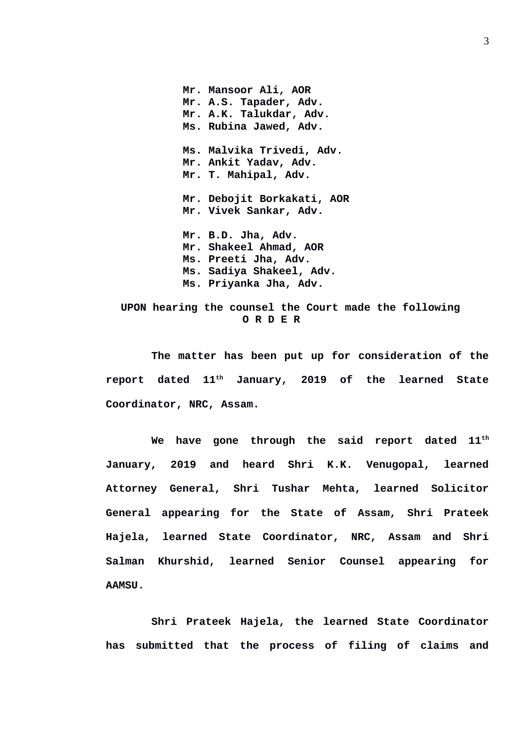**Mr. Mansoor Ali, AOR**
**Mr. A.S. Tapader, Adv.**
**Mr. A.K. Talukdar, Adv.**
**Ms. Rubina Jawed, Adv.**

**Ms. Malvika Trivedi, Adv.**
**Mr. Ankit Yadav, Adv.**
**Mr. T. Mahipal, Adv.**

**Mr. Debojit Borkakati, AOR**
**Mr. Vivek Sankar, Adv.**

**Mr. B.D. Jha, Adv.**
**Mr. Shakeel Ahmad, AOR**
**Ms. Preeti Jha, Adv.**
**Ms. Sadiya Shakeel, Adv.**
**Ms. Priyanka Jha, Adv.**

**UPON hearing the counsel the Court made the following**

**O R D E R**

**The matter has been put up for consideration of the report dated 11th January, 2019 of the learned State Coordinator, NRC, Assam.**

**We have gone through the said report dated 11th January, 2019 and heard Shri K.K. Venugopal, learned Attorney General, Shri Tushar Mehta, learned Solicitor General appearing for the State of Assam, Shri Prateek Hajela, learned State Coordinator, NRC, Assam and Shri Salman Khurshid, learned Senior Counsel appearing for AAMSU.**

**Shri Prateek Hajela, the learned State Coordinator has submitted that the process of filing of claims and**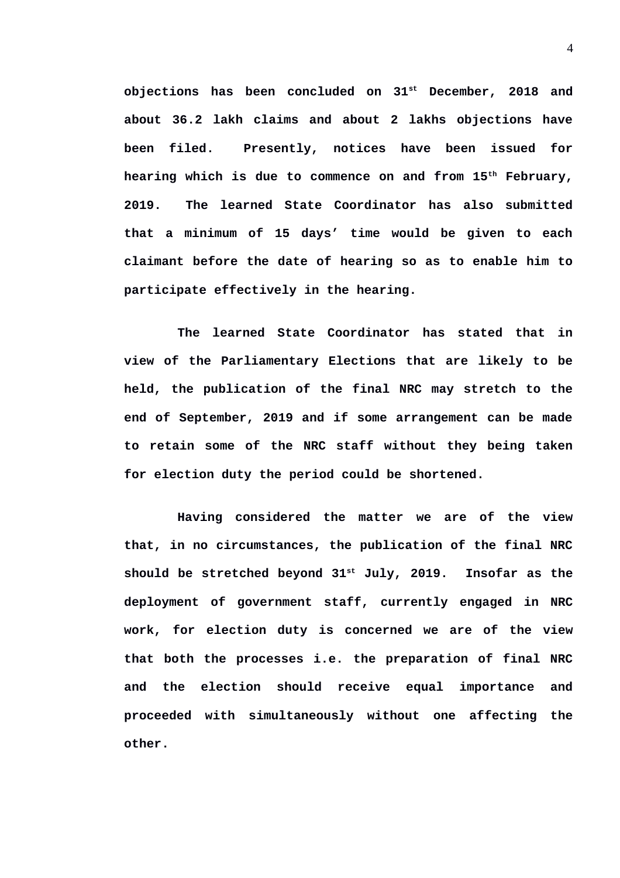**objections has been concluded on 31st December, 2018 and about 36.2 lakh claims and about 2 lakhs objections have been filed. Presently, notices have been issued for hearing which is due to commence on and from 15th February, 2019. The learned State Coordinator has also submitted that a minimum of 15 days' time would be given to each claimant before the date of hearing so as to enable him to participate effectively in the hearing.**

**The learned State Coordinator has stated that in view of the Parliamentary Elections that are likely to be held, the publication of the final NRC may stretch to the end of September, 2019 and if some arrangement can be made to retain some of the NRC staff without they being taken for election duty the period could be shortened.**

**Having considered the matter we are of the view that, in no circumstances, the publication of the final NRC should be stretched beyond 31st July, 2019. Insofar as the deployment of government staff, currently engaged in NRC work, for election duty is concerned we are of the view that both the processes i.e. the preparation of final NRC and the election should receive equal importance and proceeded with simultaneously without one affecting the other.**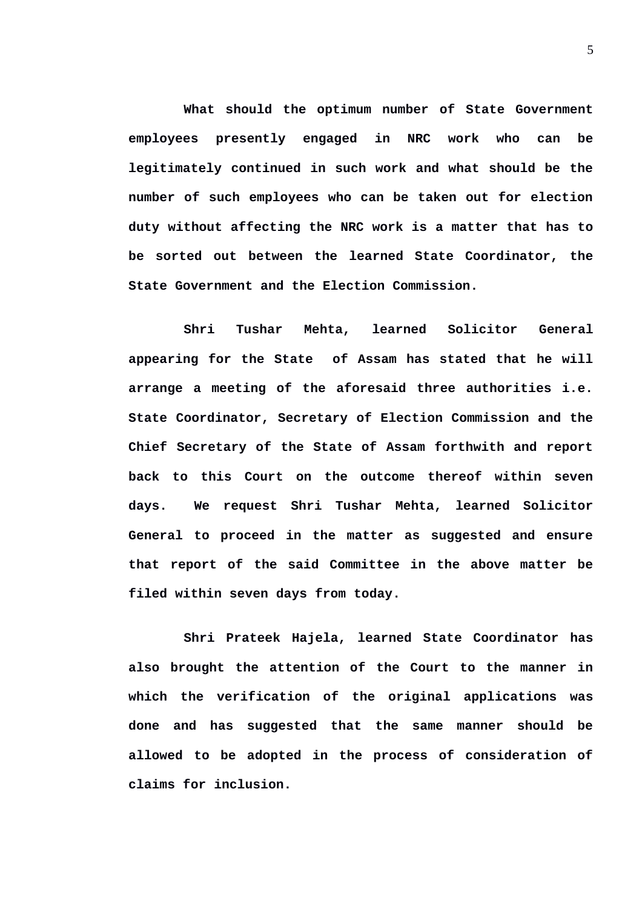**What should the optimum number of State Government employees presently engaged in NRC work who can be legitimately continued in such work and what should be the number of such employees who can be taken out for election duty without affecting the NRC work is a matter that has to be sorted out between the learned State Coordinator, the State Government and the Election Commission.**

**Shri Tushar Mehta, learned Solicitor General appearing for the State of Assam has stated that he will arrange a meeting of the aforesaid three authorities i.e. State Coordinator, Secretary of Election Commission and the Chief Secretary of the State of Assam forthwith and report back to this Court on the outcome thereof within seven days. We request Shri Tushar Mehta, learned Solicitor General to proceed in the matter as suggested and ensure that report of the said Committee in the above matter be filed within seven days from today.**

**Shri Prateek Hajela, learned State Coordinator has also brought the attention of the Court to the manner in which the verification of the original applications was done and has suggested that the same manner should be allowed to be adopted in the process of consideration of claims for inclusion.**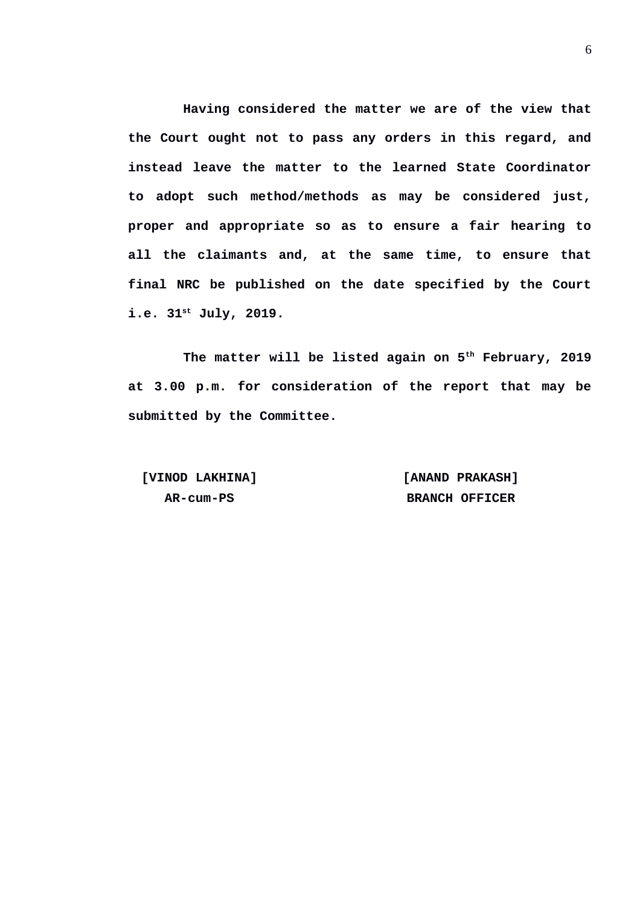**Having considered the matter we are of the view that the Court ought not to pass any orders in this regard, and instead leave the matter to the learned State Coordinator to adopt such method/methods as may be considered just, proper and appropriate so as to ensure a fair hearing to all the claimants and, at the same time, to ensure that final NRC be published on the date specified by the Court i.e. 31st July, 2019.**

**The matter will be listed again on 5th February, 2019 at 3.00 p.m. for consideration of the report that may be submitted by the Committee.**

| | |
|---|---|
| **[VINOD LAKHINA]** | **[ANAND PRAKASH]** |
| **AR-cum-PS** | **BRANCH OFFICER** |